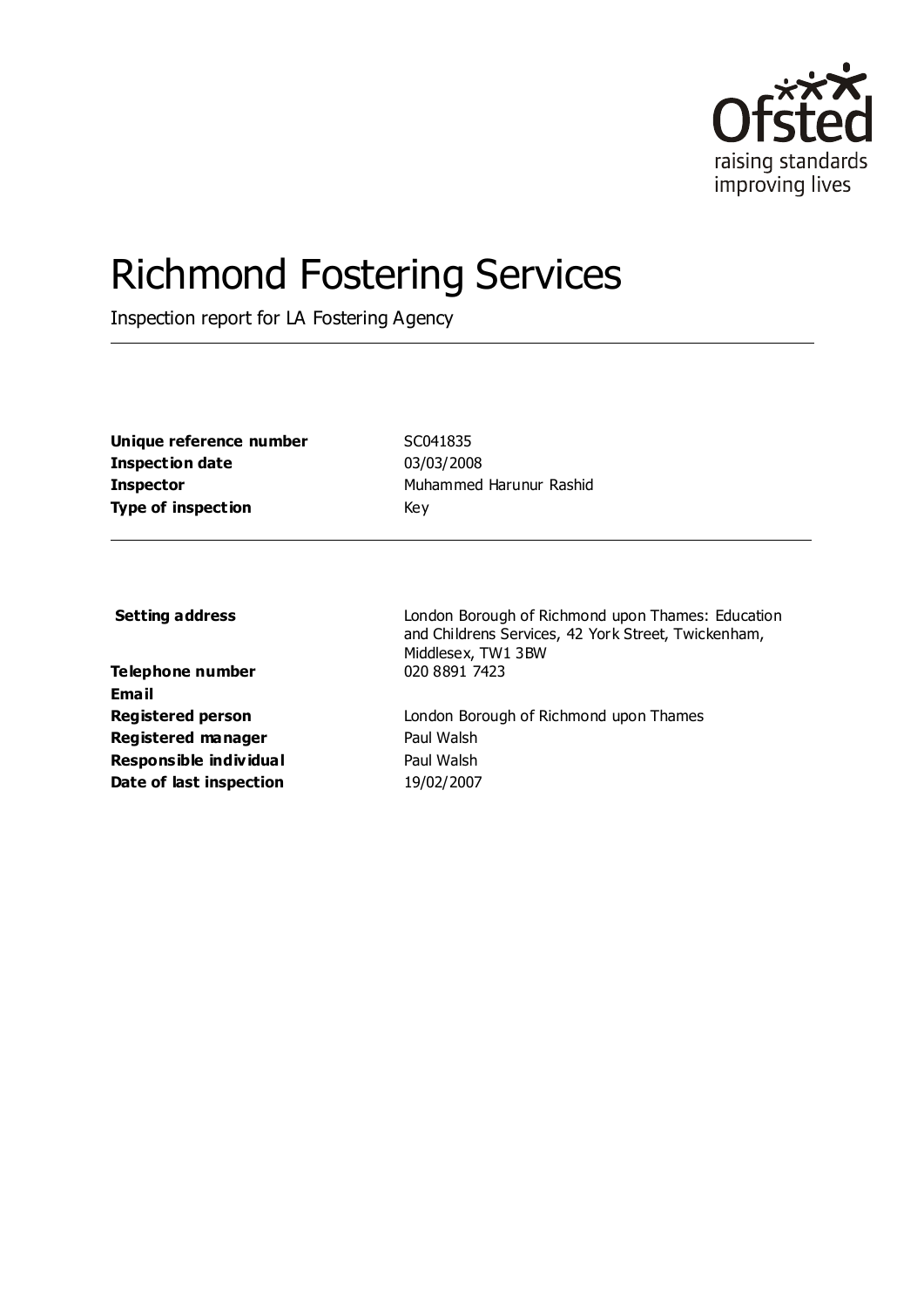Ofsted

raising standards improving lives

# Richmond Fostering Services

Inspection report for LA Fostering Agency

| | |
|---|---|
| **Unique reference number** | SC041835 |
| **Inspection date** | 03/03/2008 |
| **Inspector** | Muhammed Harunur Rashid |
| **Type of inspection** | Key |

| | |
|---|---|
| **Setting address** | London Borough of Richmond upon Thames: Education and Childrens Services, 42 York Street, Twickenham, Middlesex, TW1 3BW |
| **Telephone number** | 020 8891 7423 |
| **Email** | |
| **Registered person** | London Borough of Richmond upon Thames |
| **Registered manager** | Paul Walsh |
| **Responsible individual** | Paul Walsh |
| **Date of last inspection** | 19/02/2007 |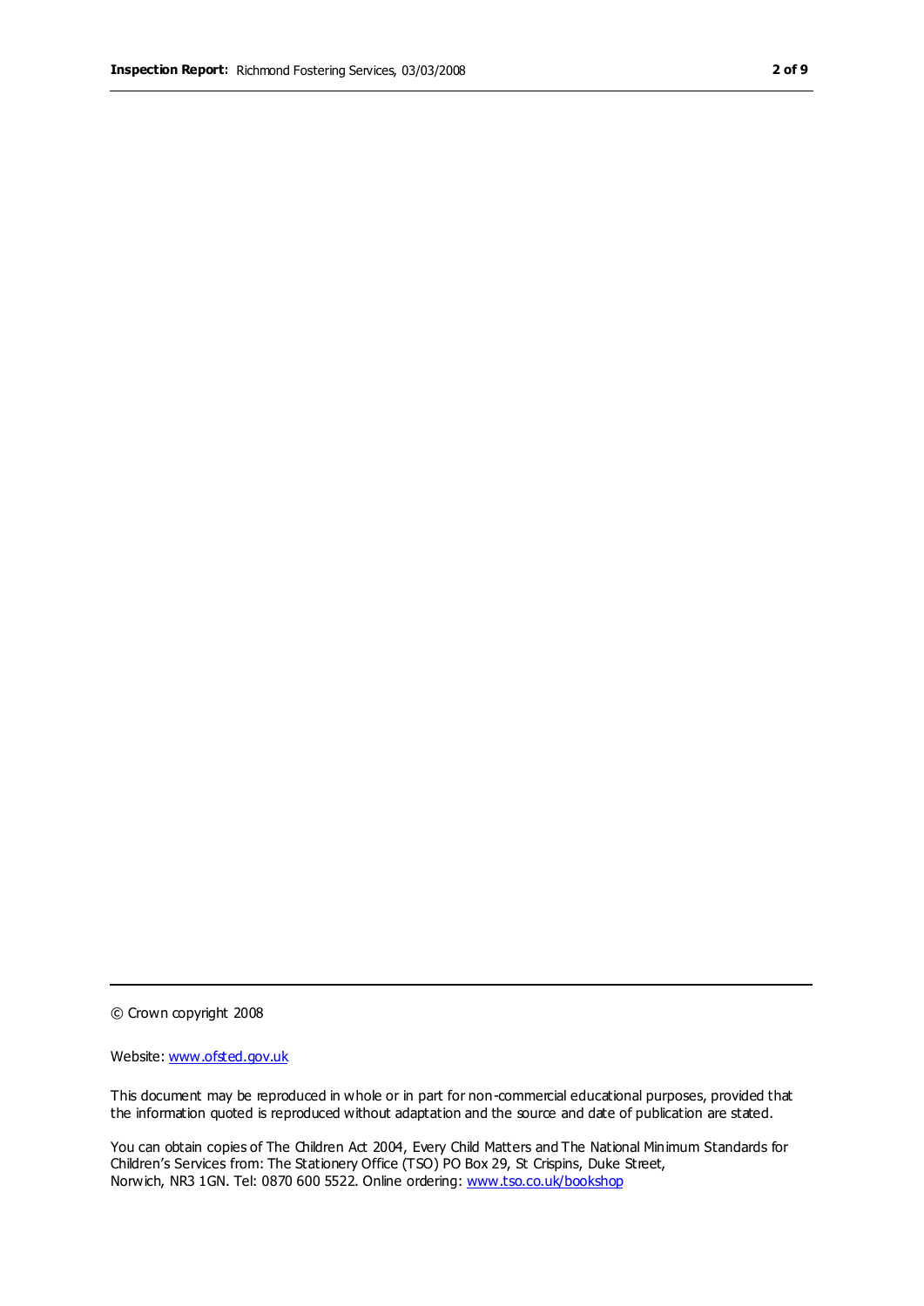© Crown copyright 2008

Website: [www.ofsted.gov.uk](http://www.ofsted.gov.uk)

This document may be reproduced in whole or in part for non-commercial educational purposes, provided that the information quoted is reproduced without adaptation and the source and date of publication are stated.

You can obtain copies of The Children Act 2004, Every Child Matters and The National Minimum Standards for Children's Services from: The Stationery Office (TSO) PO Box 29, St Crispins, Duke Street, Norwich, NR3 1GN. Tel: 0870 600 5522. Online ordering: [www.tso.co.uk/bookshop](http://www.tso.co.uk/bookshop)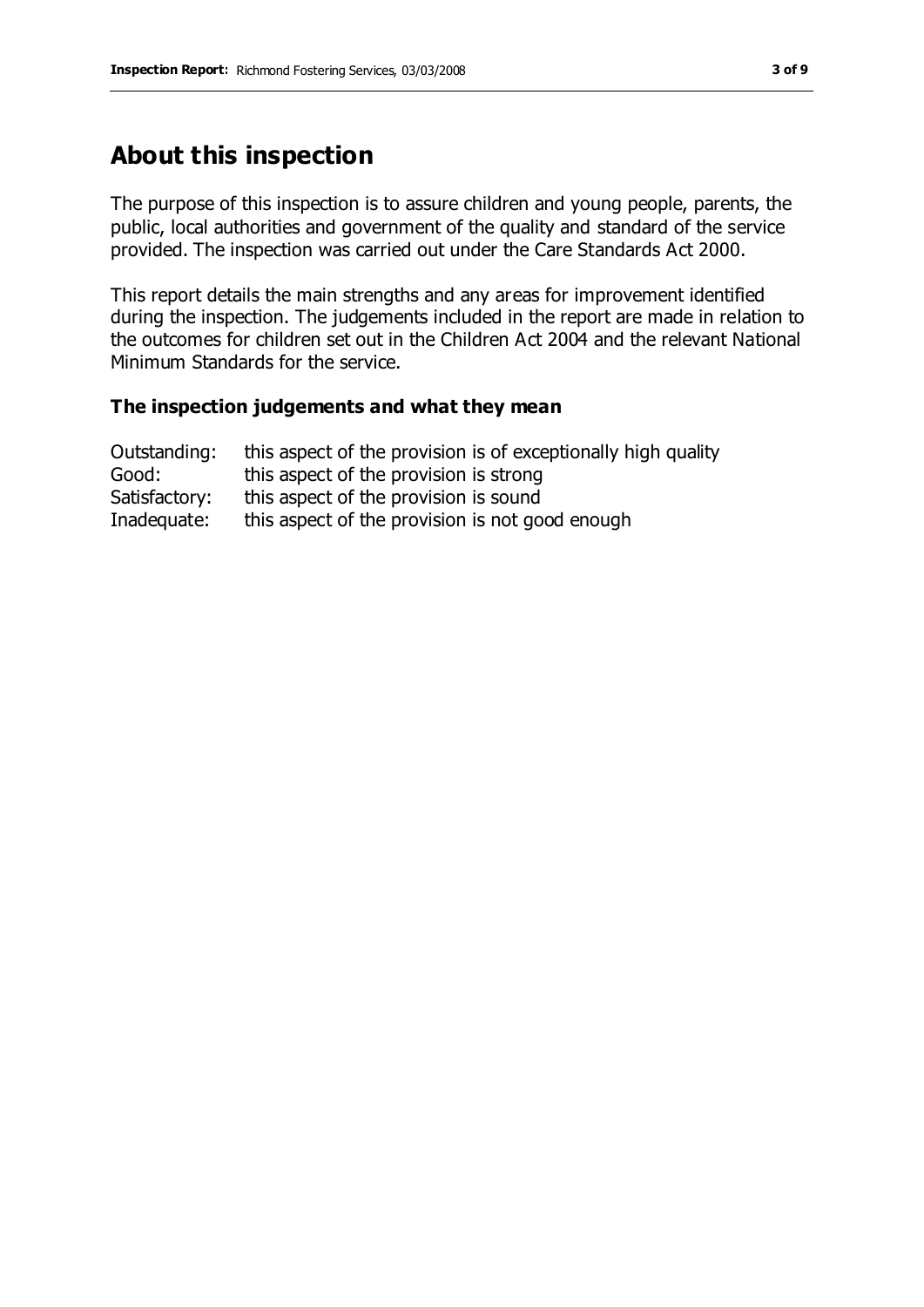## About this inspection

The purpose of this inspection is to assure children and young people, parents, the public, local authorities and government of the quality and standard of the service provided. The inspection was carried out under the Care Standards Act 2000.

This report details the main strengths and any areas for improvement identified during the inspection. The judgements included in the report are made in relation to the outcomes for children set out in the Children Act 2004 and the relevant National Minimum Standards for the service.

### The inspection judgements and what they mean

| | |
|---|---|
| Outstanding: | this aspect of the provision is of exceptionally high quality |
| Good: | this aspect of the provision is strong |
| Satisfactory: | this aspect of the provision is sound |
| Inadequate: | this aspect of the provision is not good enough |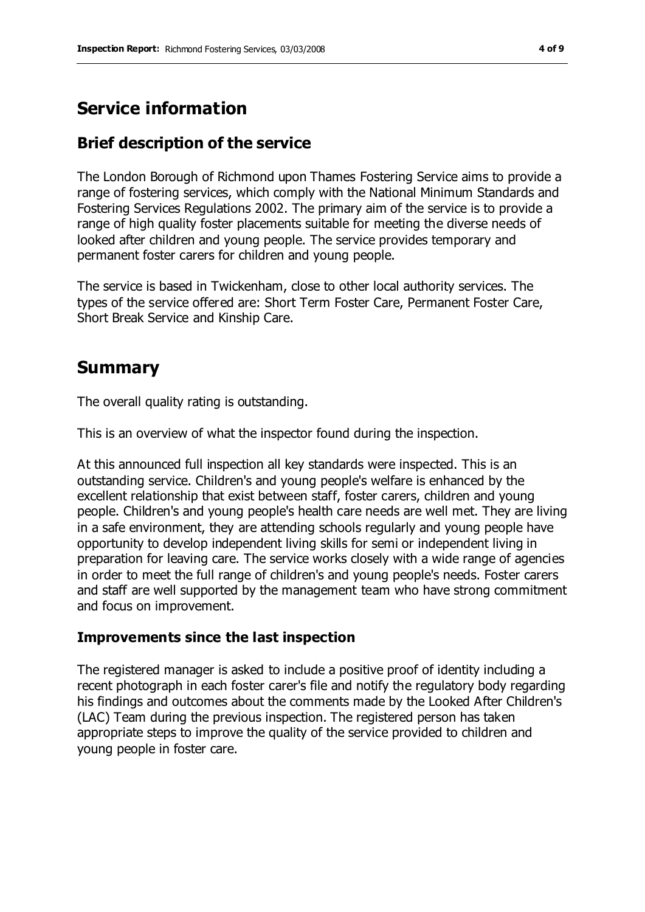# Service information

## Brief description of the service

The London Borough of Richmond upon Thames Fostering Service aims to provide a range of fostering services, which comply with the National Minimum Standards and Fostering Services Regulations 2002. The primary aim of the service is to provide a range of high quality foster placements suitable for meeting the diverse needs of looked after children and young people. The service provides temporary and permanent foster carers for children and young people.

The service is based in Twickenham, close to other local authority services. The types of the service offered are: Short Term Foster Care, Permanent Foster Care, Short Break Service and Kinship Care.

# Summary

The overall quality rating is outstanding.

This is an overview of what the inspector found during the inspection.

At this announced full inspection all key standards were inspected. This is an outstanding service. Children's and young people's welfare is enhanced by the excellent relationship that exist between staff, foster carers, children and young people. Children's and young people's health care needs are well met. They are living in a safe environment, they are attending schools regularly and young people have opportunity to develop independent living skills for semi or independent living in preparation for leaving care. The service works closely with a wide range of agencies in order to meet the full range of children's and young people's needs. Foster carers and staff are well supported by the management team who have strong commitment and focus on improvement.

### Improvements since the last inspection

The registered manager is asked to include a positive proof of identity including a recent photograph in each foster carer's file and notify the regulatory body regarding his findings and outcomes about the comments made by the Looked After Children's (LAC) Team during the previous inspection. The registered person has taken appropriate steps to improve the quality of the service provided to children and young people in foster care.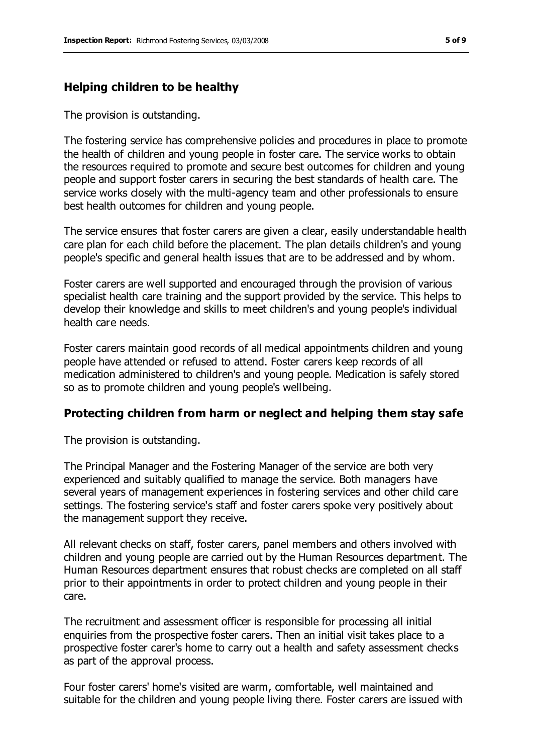## Helping children to be healthy

The provision is outstanding.

The fostering service has comprehensive policies and procedures in place to promote the health of children and young people in foster care. The service works to obtain the resources required to promote and secure best outcomes for children and young people and support foster carers in securing the best standards of health care. The service works closely with the multi-agency team and other professionals to ensure best health outcomes for children and young people.

The service ensures that foster carers are given a clear, easily understandable health care plan for each child before the placement. The plan details children's and young people's specific and general health issues that are to be addressed and by whom.

Foster carers are well supported and encouraged through the provision of various specialist health care training and the support provided by the service. This helps to develop their knowledge and skills to meet children's and young people's individual health care needs.

Foster carers maintain good records of all medical appointments children and young people have attended or refused to attend. Foster carers keep records of all medication administered to children's and young people. Medication is safely stored so as to promote children and young people's wellbeing.

## Protecting children from harm or neglect and helping them stay safe

The provision is outstanding.

The Principal Manager and the Fostering Manager of the service are both very experienced and suitably qualified to manage the service. Both managers have several years of management experiences in fostering services and other child care settings. The fostering service's staff and foster carers spoke very positively about the management support they receive.

All relevant checks on staff, foster carers, panel members and others involved with children and young people are carried out by the Human Resources department. The Human Resources department ensures that robust checks are completed on all staff prior to their appointments in order to protect children and young people in their care.

The recruitment and assessment officer is responsible for processing all initial enquiries from the prospective foster carers. Then an initial visit takes place to a prospective foster carer's home to carry out a health and safety assessment checks as part of the approval process.

Four foster carers' home's visited are warm, comfortable, well maintained and suitable for the children and young people living there. Foster carers are issued with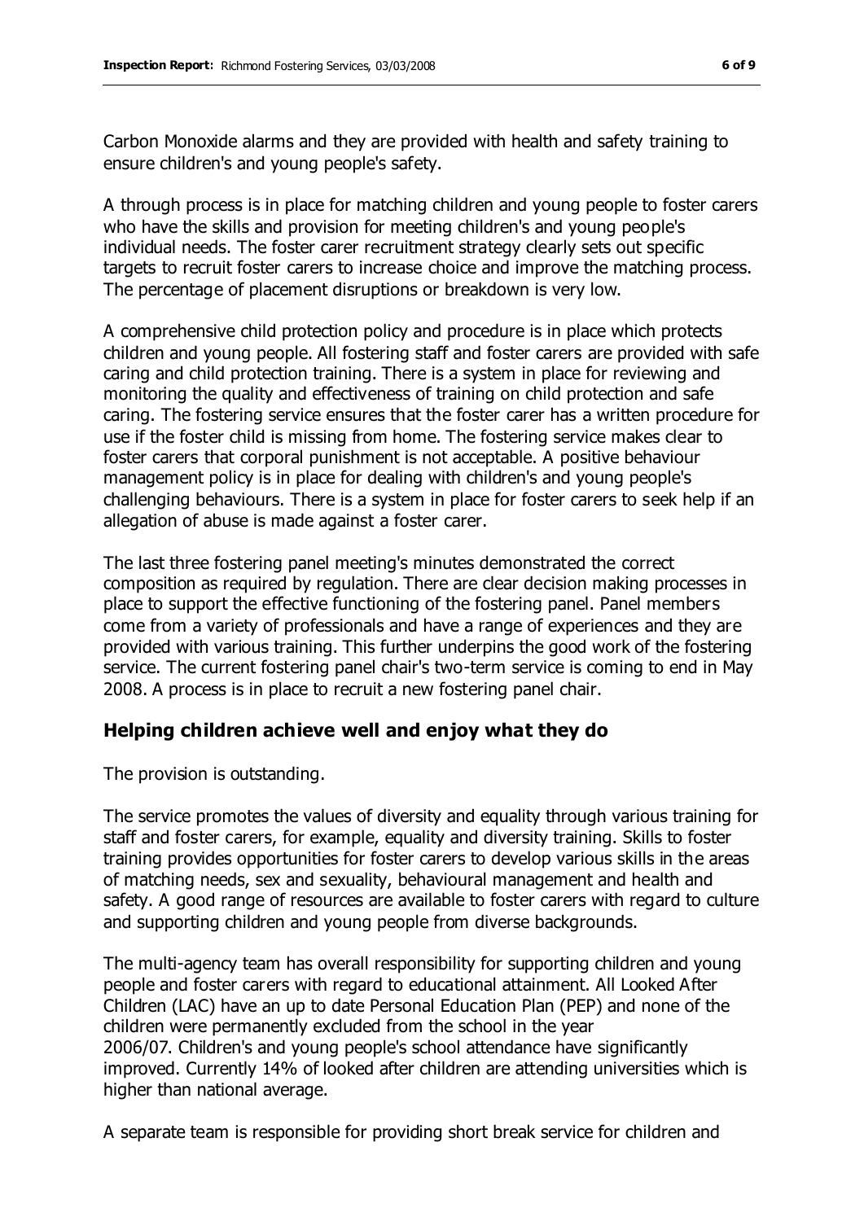Carbon Monoxide alarms and they are provided with health and safety training to ensure children's and young people's safety.

A through process is in place for matching children and young people to foster carers who have the skills and provision for meeting children's and young people's individual needs. The foster carer recruitment strategy clearly sets out specific targets to recruit foster carers to increase choice and improve the matching process. The percentage of placement disruptions or breakdown is very low.

A comprehensive child protection policy and procedure is in place which protects children and young people. All fostering staff and foster carers are provided with safe caring and child protection training. There is a system in place for reviewing and monitoring the quality and effectiveness of training on child protection and safe caring. The fostering service ensures that the foster carer has a written procedure for use if the foster child is missing from home. The fostering service makes clear to foster carers that corporal punishment is not acceptable. A positive behaviour management policy is in place for dealing with children's and young people's challenging behaviours. There is a system in place for foster carers to seek help if an allegation of abuse is made against a foster carer.

The last three fostering panel meeting's minutes demonstrated the correct composition as required by regulation. There are clear decision making processes in place to support the effective functioning of the fostering panel. Panel members come from a variety of professionals and have a range of experiences and they are provided with various training. This further underpins the good work of the fostering service. The current fostering panel chair's two-term service is coming to end in May 2008. A process is in place to recruit a new fostering panel chair.

## Helping children achieve well and enjoy what they do

The provision is outstanding.

The service promotes the values of diversity and equality through various training for staff and foster carers, for example, equality and diversity training. Skills to foster training provides opportunities for foster carers to develop various skills in the areas of matching needs, sex and sexuality, behavioural management and health and safety. A good range of resources are available to foster carers with regard to culture and supporting children and young people from diverse backgrounds.

The multi-agency team has overall responsibility for supporting children and young people and foster carers with regard to educational attainment. All Looked After Children (LAC) have an up to date Personal Education Plan (PEP) and none of the children were permanently excluded from the school in the year 2006/07. Children's and young people's school attendance have significantly improved. Currently 14% of looked after children are attending universities which is higher than national average.

A separate team is responsible for providing short break service for children and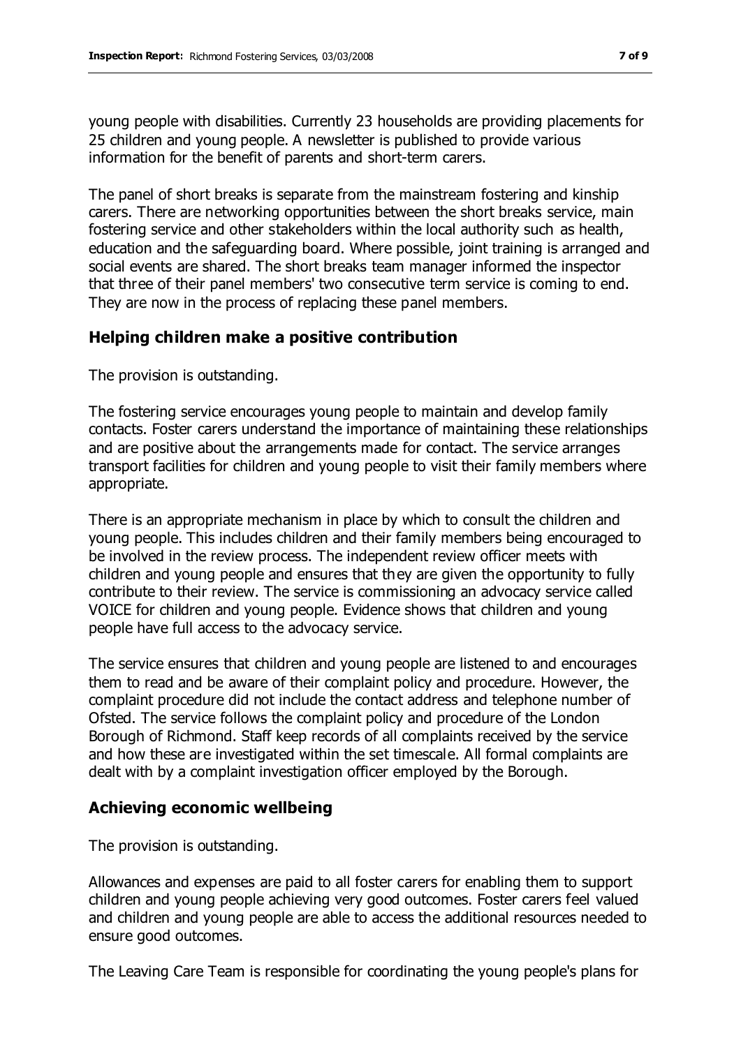young people with disabilities. Currently 23 households are providing placements for 25 children and young people. A newsletter is published to provide various information for the benefit of parents and short-term carers.

The panel of short breaks is separate from the mainstream fostering and kinship carers. There are networking opportunities between the short breaks service, main fostering service and other stakeholders within the local authority such as health, education and the safeguarding board. Where possible, joint training is arranged and social events are shared. The short breaks team manager informed the inspector that three of their panel members' two consecutive term service is coming to end. They are now in the process of replacing these panel members.

## Helping children make a positive contribution

The provision is outstanding.

The fostering service encourages young people to maintain and develop family contacts. Foster carers understand the importance of maintaining these relationships and are positive about the arrangements made for contact. The service arranges transport facilities for children and young people to visit their family members where appropriate.

There is an appropriate mechanism in place by which to consult the children and young people. This includes children and their family members being encouraged to be involved in the review process. The independent review officer meets with children and young people and ensures that they are given the opportunity to fully contribute to their review. The service is commissioning an advocacy service called VOICE for children and young people. Evidence shows that children and young people have full access to the advocacy service.

The service ensures that children and young people are listened to and encourages them to read and be aware of their complaint policy and procedure. However, the complaint procedure did not include the contact address and telephone number of Ofsted. The service follows the complaint policy and procedure of the London Borough of Richmond. Staff keep records of all complaints received by the service and how these are investigated within the set timescale. All formal complaints are dealt with by a complaint investigation officer employed by the Borough.

## Achieving economic wellbeing

The provision is outstanding.

Allowances and expenses are paid to all foster carers for enabling them to support children and young people achieving very good outcomes. Foster carers feel valued and children and young people are able to access the additional resources needed to ensure good outcomes.

The Leaving Care Team is responsible for coordinating the young people's plans for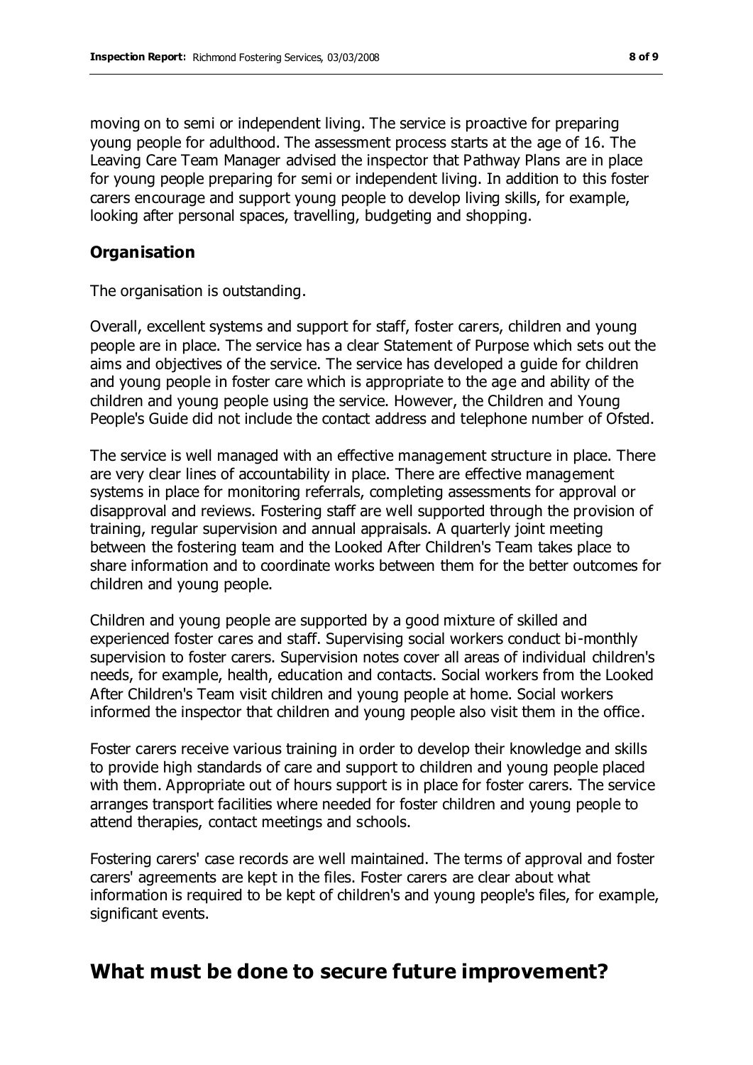moving on to semi or independent living. The service is proactive for preparing young people for adulthood. The assessment process starts at the age of 16. The Leaving Care Team Manager advised the inspector that Pathway Plans are in place for young people preparing for semi or independent living. In addition to this foster carers encourage and support young people to develop living skills, for example, looking after personal spaces, travelling, budgeting and shopping.

### Organisation

The organisation is outstanding.

Overall, excellent systems and support for staff, foster carers, children and young people are in place. The service has a clear Statement of Purpose which sets out the aims and objectives of the service. The service has developed a guide for children and young people in foster care which is appropriate to the age and ability of the children and young people using the service. However, the Children and Young People's Guide did not include the contact address and telephone number of Ofsted.

The service is well managed with an effective management structure in place. There are very clear lines of accountability in place. There are effective management systems in place for monitoring referrals, completing assessments for approval or disapproval and reviews. Fostering staff are well supported through the provision of training, regular supervision and annual appraisals. A quarterly joint meeting between the fostering team and the Looked After Children's Team takes place to share information and to coordinate works between them for the better outcomes for children and young people.

Children and young people are supported by a good mixture of skilled and experienced foster cares and staff. Supervising social workers conduct bi-monthly supervision to foster carers. Supervision notes cover all areas of individual children's needs, for example, health, education and contacts. Social workers from the Looked After Children's Team visit children and young people at home. Social workers informed the inspector that children and young people also visit them in the office.

Foster carers receive various training in order to develop their knowledge and skills to provide high standards of care and support to children and young people placed with them. Appropriate out of hours support is in place for foster carers. The service arranges transport facilities where needed for foster children and young people to attend therapies, contact meetings and schools.

Fostering carers' case records are well maintained. The terms of approval and foster carers' agreements are kept in the files. Foster carers are clear about what information is required to be kept of children's and young people's files, for example, significant events.

## What must be done to secure future improvement?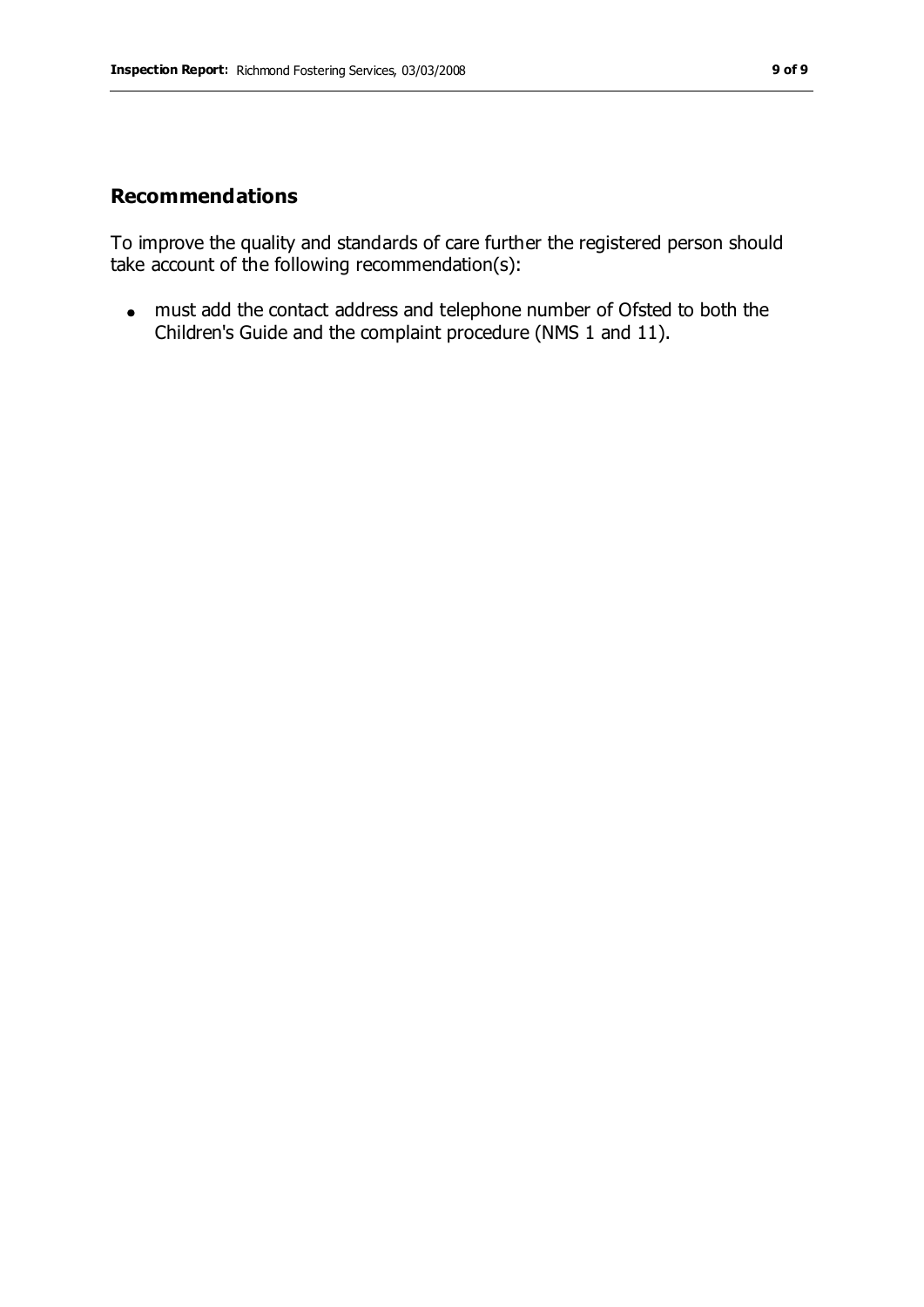## Recommendations

To improve the quality and standards of care further the registered person should take account of the following recommendation(s):

- must add the contact address and telephone number of Ofsted to both the Children's Guide and the complaint procedure (NMS 1 and 11).